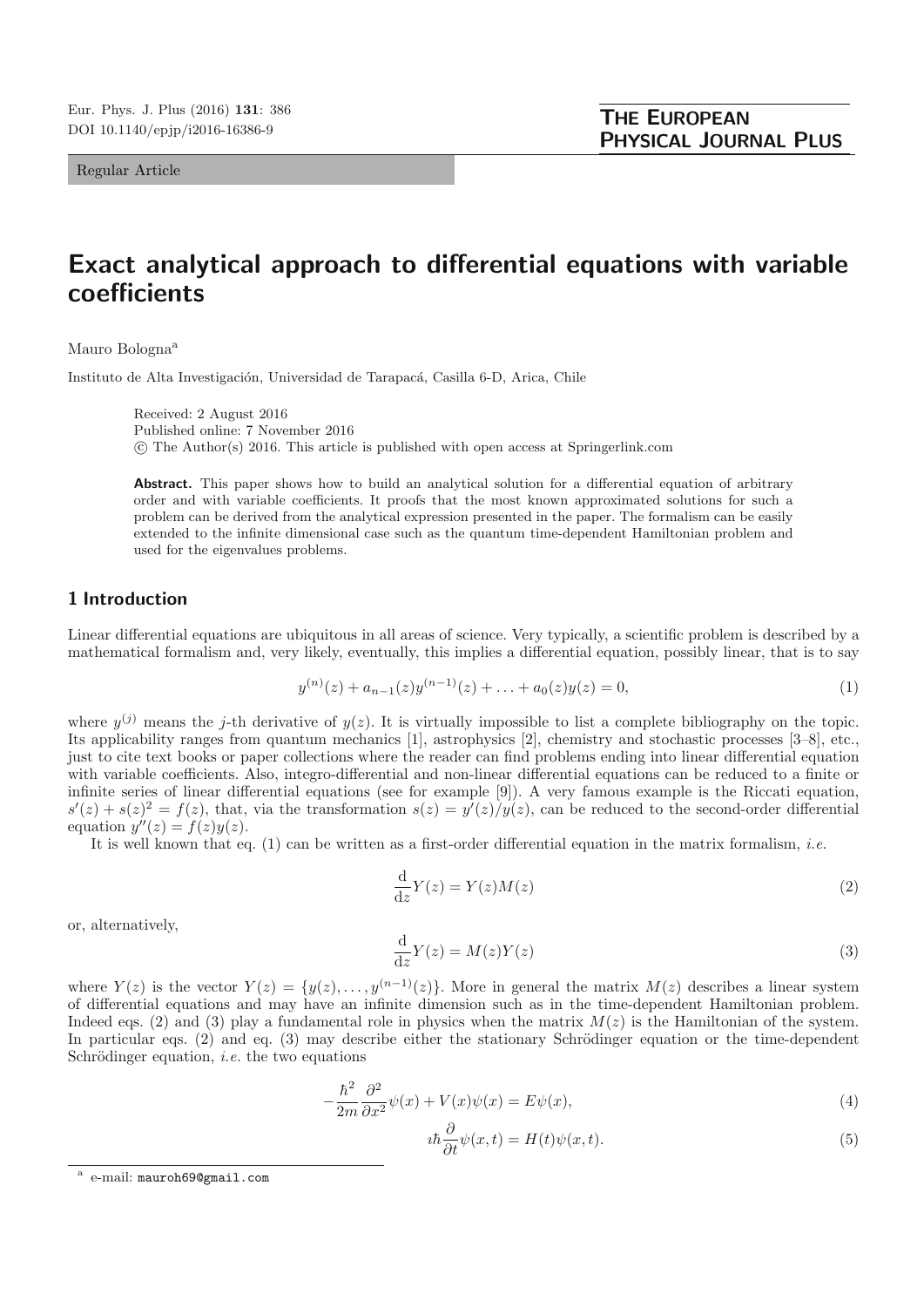Regular Article

# Exact analytical approach to differential equations with variable coefficients

Mauro Bologna[a]

Instituto de Alta Investigación, Universidad de Tarapacá, Casilla 6-D, Arica, Chile

Received: 2 August 2016
Published online: 7 November 2016
© The Author(s) 2016. This article is published with open access at Springerlink.com

**Abstract.** This paper shows how to build an analytical solution for a differential equation of arbitrary order and with variable coefficients. It proofs that the most known approximated solutions for such a problem can be derived from the analytical expression presented in the paper. The formalism can be easily extended to the infinite dimensional case such as the quantum time-dependent Hamiltonian problem and used for the eigenvalues problems.

## 1 Introduction

Linear differential equations are ubiquitous in all areas of science. Very typically, a scientific problem is described by a mathematical formalism and, very likely, eventually, this implies a differential equation, possibly linear, that is to say

$$y^{(n)}(z) + a_{n-1}(z)y^{(n-1)}(z) + \ldots + a_0(z)y(z) = 0, \tag{1}$$

where $y^{(j)}$ means the $j$-th derivative of $y(z)$. It is virtually impossible to list a complete bibliography on the topic. Its applicability ranges from quantum mechanics [1], astrophysics [2], chemistry and stochastic processes [3–8], etc., just to cite text books or paper collections where the reader can find problems ending into linear differential equation with variable coefficients. Also, integro-differential and non-linear differential equations can be reduced to a finite or infinite series of linear differential equations (see for example [9]). A very famous example is the Riccati equation, $s'(z) + s(z)^2 = f(z)$, that, via the transformation $s(z) = y'(z)/y(z)$, can be reduced to the second-order differential equation $y''(z) = f(z)y(z)$.

It is well known that eq. (1) can be written as a first-order differential equation in the matrix formalism, *i.e.*

$$\frac{\mathrm{d}}{\mathrm{d}z}Y(z) = Y(z)M(z) \tag{2}$$

or, alternatively,

$$\frac{\mathrm{d}}{\mathrm{d}z}Y(z) = M(z)Y(z) \tag{3}$$

where $Y(z)$ is the vector $Y(z) = \{y(z), \ldots, y^{(n-1)}(z)\}$. More in general the matrix $M(z)$ describes a linear system of differential equations and may have an infinite dimension such as in the time-dependent Hamiltonian problem. Indeed eqs. (2) and (3) play a fundamental role in physics when the matrix $M(z)$ is the Hamiltonian of the system. In particular eqs. (2) and eq. (3) may describe either the stationary Schrödinger equation or the time-dependent Schrödinger equation, *i.e.* the two equations

$$-\frac{\hbar^2}{2m}\frac{\partial^2}{\partial x^2}\psi(x) + V(x)\psi(x) = E\psi(x), \tag{4}$$

$$\imath\hbar\frac{\partial}{\partial t}\psi(x,t) = H(t)\psi(x,t). \tag{5}$$

[a] e-mail: mauroh69@gmail.com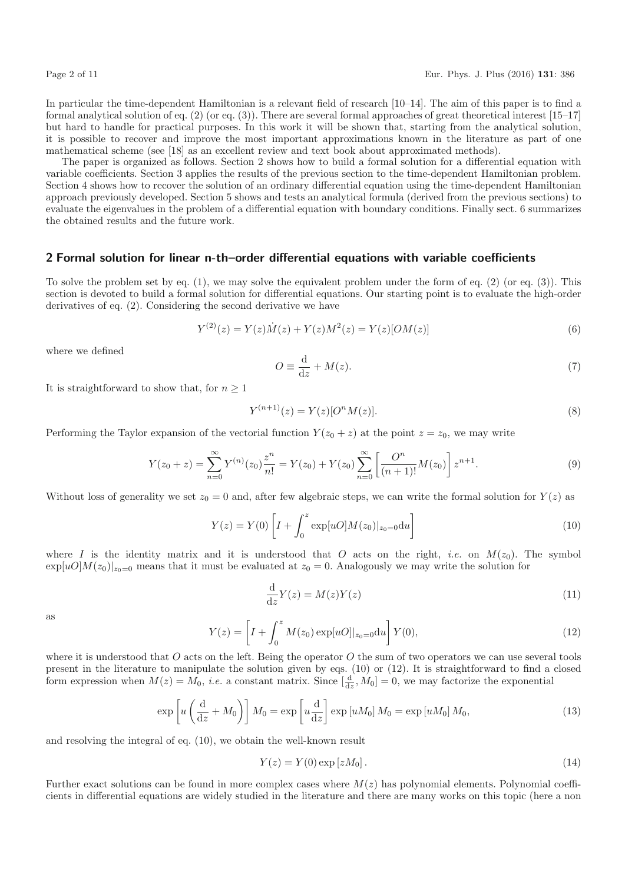In particular the time-dependent Hamiltonian is a relevant field of research [10–14]. The aim of this paper is to find a formal analytical solution of eq. (2) (or eq. (3)). There are several formal approaches of great theoretical interest [15–17] but hard to handle for practical purposes. In this work it will be shown that, starting from the analytical solution, it is possible to recover and improve the most important approximations known in the literature as part of one mathematical scheme (see [18] as an excellent review and text book about approximated methods).

The paper is organized as follows. Section 2 shows how to build a formal solution for a differential equation with variable coefficients. Section 3 applies the results of the previous section to the time-dependent Hamiltonian problem. Section 4 shows how to recover the solution of an ordinary differential equation using the time-dependent Hamiltonian approach previously developed. Section 5 shows and tests an analytical formula (derived from the previous sections) to evaluate the eigenvalues in the problem of a differential equation with boundary conditions. Finally sect. 6 summarizes the obtained results and the future work.

## 2 Formal solution for linear n-th–order differential equations with variable coefficients

To solve the problem set by eq. (1), we may solve the equivalent problem under the form of eq. (2) (or eq. (3)). This section is devoted to build a formal solution for differential equations. Our starting point is to evaluate the high-order derivatives of eq. (2). Considering the second derivative we have

$$Y^{(2)}(z) = Y(z)\dot{M}(z) + Y(z)M^2(z) = Y(z)[OM(z)] \tag{6}$$

where we defined

$$O \equiv \frac{\mathrm{d}}{\mathrm{d}z} + M(z). \tag{7}$$

It is straightforward to show that, for $n \geq 1$

$$Y^{(n+1)}(z) = Y(z)[O^n M(z)]. \tag{8}$$

Performing the Taylor expansion of the vectorial function $Y(z_0 + z)$ at the point $z = z_0$, we may write

$$Y(z_0 + z) = \sum_{n=0}^{\infty} Y^{(n)}(z_0)\frac{z^n}{n!} = Y(z_0) + Y(z_0)\sum_{n=0}^{\infty}\left[\frac{O^n}{(n+1)!}M(z_0)\right]z^{n+1}. \tag{9}$$

Without loss of generality we set $z_0 = 0$ and, after few algebraic steps, we can write the formal solution for $Y(z)$ as

$$Y(z) = Y(0)\left[I + \int_0^z \exp[uO]M(z_0)|_{z_0=0}\mathrm{d}u\right] \tag{10}$$

where $I$ is the identity matrix and it is understood that $O$ acts on the right, *i.e.* on $M(z_0)$. The symbol $\exp[uO]M(z_0)|_{z_0=0}$ means that it must be evaluated at $z_0 = 0$. Analogously we may write the solution for

$$\frac{\mathrm{d}}{\mathrm{d}z}Y(z) = M(z)Y(z) \tag{11}$$

as

$$Y(z) = \left[I + \int_0^z M(z_0)\exp[uO]|_{z_0=0}\mathrm{d}u\right]Y(0), \tag{12}$$

where it is understood that $O$ acts on the left. Being the operator $O$ the sum of two operators we can use several tools present in the literature to manipulate the solution given by eqs. (10) or (12). It is straightforward to find a closed form expression when $M(z) = M_0$, *i.e.* a constant matrix. Since $[\frac{\mathrm{d}}{\mathrm{d}z}, M_0] = 0$, we may factorize the exponential

$$\exp\left[u\left(\frac{\mathrm{d}}{\mathrm{d}z} + M_0\right)\right]M_0 = \exp\left[u\frac{\mathrm{d}}{\mathrm{d}z}\right]\exp\left[uM_0\right]M_0 = \exp\left[uM_0\right]M_0, \tag{13}$$

and resolving the integral of eq. (10), we obtain the well-known result

$$Y(z) = Y(0)\exp\left[zM_0\right]. \tag{14}$$

Further exact solutions can be found in more complex cases where $M(z)$ has polynomial elements. Polynomial coefficients in differential equations are widely studied in the literature and there are many works on this topic (here a non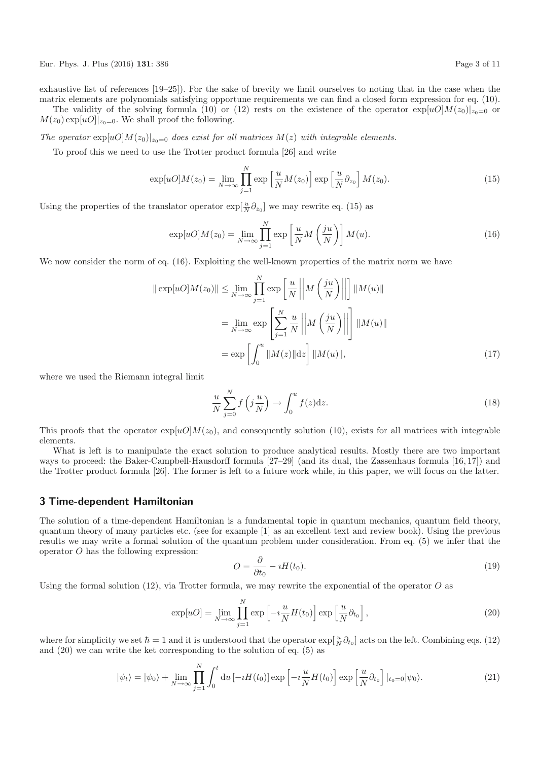exhaustive list of references [19–25]). For the sake of brevity we limit ourselves to noting that in the case when the matrix elements are polynomials satisfying opportune requirements we can find a closed form expression for eq. (10).

The validity of the solving formula (10) or (12) rests on the existence of the operator $\exp[uO]M(z_0)|_{z_0=0}$ or $M(z_0)\exp[uO]|_{z_0=0}$. We shall proof the following.

*The operator* $\exp[uO]M(z_0)|_{z_0=0}$ *does exist for all matrices* $M(z)$ *with integrable elements.*

To proof this we need to use the Trotter product formula [26] and write

$$\exp[uO]M(z_0) = \lim_{N\to\infty}\prod_{j=1}^{N}\exp\left[\frac{u}{N}M(z_0)\right]\exp\left[\frac{u}{N}\partial_{z_0}\right]M(z_0). \tag{15}$$

Using the properties of the translator operator $\exp[\frac{u}{N}\partial_{z_0}]$ we may rewrite eq. (15) as

$$\exp[uO]M(z_0) = \lim_{N\to\infty}\prod_{j=1}^{N}\exp\left[\frac{u}{N}M\left(\frac{ju}{N}\right)\right]M(u). \tag{16}$$

We now consider the norm of eq. (16). Exploiting the well-known properties of the matrix norm we have

$$\begin{aligned}
\|\exp[uO]M(z_0)\| &\leq \lim_{N\to\infty}\prod_{j=1}^{N}\exp\left[\frac{u}{N}\left|\left|M\left(\frac{ju}{N}\right)\right|\right|\right]\|M(u)\| \\
&= \lim_{N\to\infty}\exp\left[\sum_{j=1}^{N}\frac{u}{N}\left|\left|M\left(\frac{ju}{N}\right)\right|\right|\right]\|M(u)\| \\
&= \exp\left[\int_0^u \|M(z)\|\mathrm{d}z\right]\|M(u)\|,
\end{aligned} \tag{17}$$

where we used the Riemann integral limit

$$\frac{u}{N}\sum_{j=0}^{N} f\left(j\frac{u}{N}\right) \to \int_0^u f(z)\mathrm{d}z. \tag{18}$$

This proofs that the operator $\exp[uO]M(z_0)$, and consequently solution (10), exists for all matrices with integrable elements.

What is left is to manipulate the exact solution to produce analytical results. Mostly there are two important ways to proceed: the Baker-Campbell-Hausdorff formula [27–29] (and its dual, the Zassenhaus formula [16, 17]) and the Trotter product formula [26]. The former is left to a future work while, in this paper, we will focus on the latter.

## 3 Time-dependent Hamiltonian

The solution of a time-dependent Hamiltonian is a fundamental topic in quantum mechanics, quantum field theory, quantum theory of many particles etc. (see for example [1] as an excellent text and review book). Using the previous results we may write a formal solution of the quantum problem under consideration. From eq. (5) we infer that the operator $O$ has the following expression:

$$O = \frac{\partial}{\partial t_0} - \imath H(t_0). \tag{19}$$

Using the formal solution (12), via Trotter formula, we may rewrite the exponential of the operator $O$ as

$$\exp[uO] = \lim_{N\to\infty}\prod_{j=1}^{N}\exp\left[-\imath\frac{u}{N}H(t_0)\right]\exp\left[\frac{u}{N}\partial_{t_0}\right], \tag{20}$$

where for simplicity we set $\hbar = 1$ and it is understood that the operator $\exp[\frac{u}{N}\partial_{t_0}]$ acts on the left. Combining eqs. (12) and (20) we can write the ket corresponding to the solution of eq. (5) as

$$|\psi_t\rangle = |\psi_0\rangle + \lim_{N\to\infty}\prod_{j=1}^{N}\int_0^t \mathrm{d}u\,[-\imath H(t_0)]\exp\left[-\imath\frac{u}{N}H(t_0)\right]\exp\left[\frac{u}{N}\partial_{t_0}\right]|_{t_0=0}|\psi_0\rangle. \tag{21}$$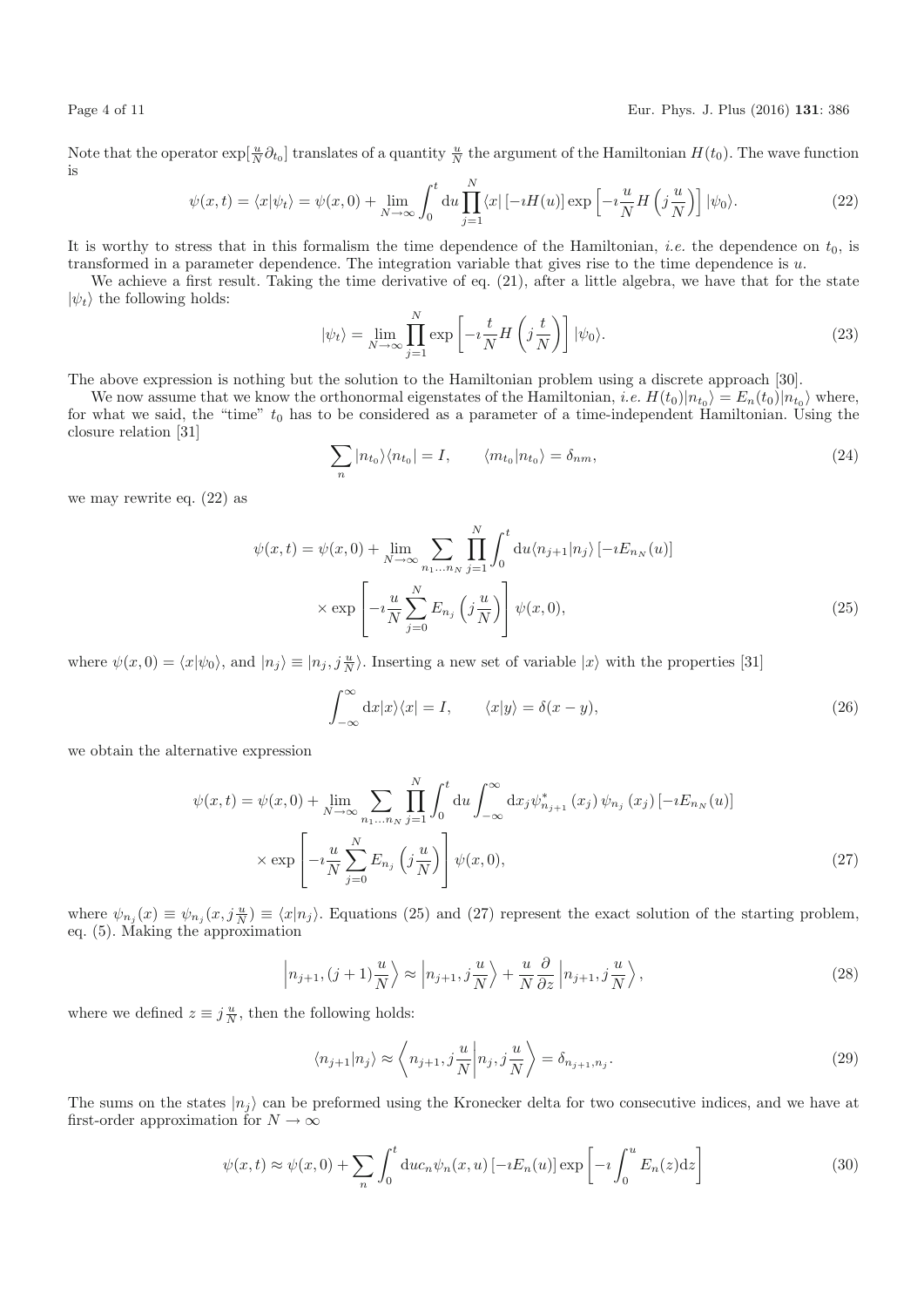Note that the operator $\exp[\frac{u}{N}\partial_{t_0}]$ translates of a quantity $\frac{u}{N}$ the argument of the Hamiltonian $H(t_0)$. The wave function is

$$\psi(x,t) = \langle x|\psi_t\rangle = \psi(x,0) + \lim_{N\to\infty}\int_0^t \mathrm{d}u \prod_{j=1}^{N} \langle x| \left[-\imath H(u)\right] \exp\left[-\imath \frac{u}{N} H\left(j\frac{u}{N}\right)\right] |\psi_0\rangle. \tag{22}$$

It is worthy to stress that in this formalism the time dependence of the Hamiltonian, *i.e.* the dependence on $t_0$, is transformed in a parameter dependence. The integration variable that gives rise to the time dependence is $u$.

We achieve a first result. Taking the time derivative of eq. (21), after a little algebra, we have that for the state $|\psi_t\rangle$ the following holds:

$$|\psi_t\rangle = \lim_{N\to\infty}\prod_{j=1}^{N}\exp\left[-\imath\frac{t}{N}H\left(j\frac{t}{N}\right)\right]|\psi_0\rangle. \tag{23}$$

The above expression is nothing but the solution to the Hamiltonian problem using a discrete approach [30].

We now assume that we know the orthonormal eigenstates of the Hamiltonian, *i.e.* $H(t_0)|n_{t_0}\rangle = E_n(t_0)|n_{t_0}\rangle$ where, for what we said, the "time" $t_0$ has to be considered as a parameter of a time-independent Hamiltonian. Using the closure relation [31]

$$\sum_n |n_{t_0}\rangle\langle n_{t_0}| = I, \qquad \langle m_{t_0}|n_{t_0}\rangle = \delta_{nm}, \tag{24}$$

we may rewrite eq. (22) as

$$\begin{aligned}\psi(x,t) = \psi(x,0) + \lim_{N\to\infty}\sum_{n_1\ldots n_N}\prod_{j=1}^{N}\int_0^t \mathrm{d}u \langle n_{j+1}|n_j\rangle \left[-\imath E_{n_N}(u)\right] \\ \times \exp\left[-\imath\frac{u}{N}\sum_{j=0}^{N}E_{n_j}\left(j\frac{u}{N}\right)\right]\psi(x,0),\end{aligned} \tag{25}$$

where $\psi(x,0) = \langle x|\psi_0\rangle$, and $|n_j\rangle \equiv |n_j, j\frac{u}{N}\rangle$. Inserting a new set of variable $|x\rangle$ with the properties [31]

$$\int_{-\infty}^{\infty}\mathrm{d}x|x\rangle\langle x| = I, \qquad \langle x|y\rangle = \delta(x-y), \tag{26}$$

we obtain the alternative expression

$$\begin{aligned}\psi(x,t) = \psi(x,0) + \lim_{N\to\infty}\sum_{n_1\ldots n_N}\prod_{j=1}^{N}\int_0^t \mathrm{d}u \int_{-\infty}^{\infty}\mathrm{d}x_j \psi^*_{n_{j+1}}(x_j)\,\psi_{n_j}(x_j)\left[-\imath E_{n_N}(u)\right] \\ \times \exp\left[-\imath\frac{u}{N}\sum_{j=0}^{N}E_{n_j}\left(j\frac{u}{N}\right)\right]\psi(x,0),\end{aligned} \tag{27}$$

where $\psi_{n_j}(x) \equiv \psi_{n_j}(x, j\frac{u}{N}) \equiv \langle x|n_j\rangle$. Equations (25) and (27) represent the exact solution of the starting problem, eq. (5). Making the approximation

$$\left|n_{j+1}, (j+1)\frac{u}{N}\right\rangle \approx \left|n_{j+1}, j\frac{u}{N}\right\rangle + \frac{u}{N}\frac{\partial}{\partial z}\left|n_{j+1}, j\frac{u}{N}\right\rangle, \tag{28}$$

where we defined $z \equiv j\frac{u}{N}$, then the following holds:

$$\langle n_{j+1}|n_j\rangle \approx \left\langle n_{j+1}, j\frac{u}{N}\middle| n_j, j\frac{u}{N}\right\rangle = \delta_{n_{j+1},n_j}. \tag{29}$$

The sums on the states $|n_j\rangle$ can be preformed using the Kronecker delta for two consecutive indices, and we have at first-order approximation for $N\to\infty$

$$\psi(x,t) \approx \psi(x,0) + \sum_n \int_0^t \mathrm{d}u c_n \psi_n(x,u)\left[-\imath E_n(u)\right]\exp\left[-\imath\int_0^u E_n(z)\mathrm{d}z\right] \tag{30}$$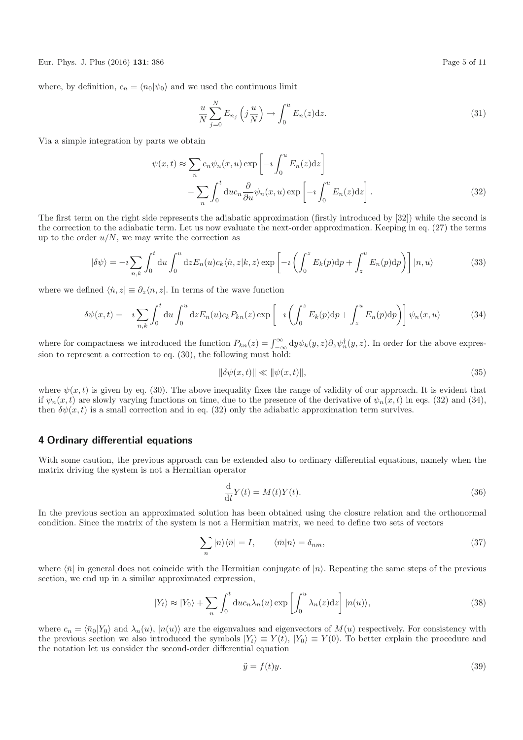where, by definition, $c_n = \langle n_0|\psi_0\rangle$ and we used the continuous limit

$$\frac{u}{N}\sum_{j=0}^{N} E_{n_j}\left(j\frac{u}{N}\right) \rightarrow \int_0^u E_n(z)\mathrm{d}z. \tag{31}$$

Via a simple integration by parts we obtain

$$\psi(x,t) \approx \sum_n c_n\psi_n(x,u)\exp\left[-\imath\int_0^u E_n(z)\mathrm{d}z\right] - \sum_n \int_0^t \mathrm{d}u c_n \frac{\partial}{\partial u}\psi_n(x,u)\exp\left[-\imath\int_0^u E_n(z)\mathrm{d}z\right]. \tag{32}$$

The first term on the right side represents the adiabatic approximation (firstly introduced by [32]) while the second is the correction to the adiabatic term. Let us now evaluate the next-order approximation. Keeping in eq. (27) the terms up to the order $u/N$, we may write the correction as

$$|\delta\psi\rangle = -\imath\sum_{n,k}\int_0^t \mathrm{d}u\int_0^u \mathrm{d}z E_n(u)c_k\langle\dot{n},z|k,z\rangle\exp\left[-\imath\left(\int_0^z E_k(p)\mathrm{d}p + \int_z^u E_n(p)\mathrm{d}p\right)\right]|n,u\rangle \tag{33}$$

where we defined $\langle\dot{n},z| \equiv \partial_z\langle n,z|$. In terms of the wave function

$$\delta\psi(x,t) = -\imath\sum_{n,k}\int_0^t \mathrm{d}u\int_0^u \mathrm{d}z E_n(u)c_k P_{kn}(z)\exp\left[-\imath\left(\int_0^z E_k(p)\mathrm{d}p + \int_z^u E_n(p)\mathrm{d}p\right)\right]\psi_n(x,u) \tag{34}$$

where for compactness we introduced the function $P_{kn}(z) = \int_{-\infty}^{\infty}\mathrm{d}y\psi_k(y,z)\partial_z\psi_n^{\dagger}(y,z)$. In order for the above expression to represent a correction to eq. (30), the following must hold:

$$\|\delta\psi(x,t)\| \ll \|\psi(x,t)\|, \tag{35}$$

where $\psi(x,t)$ is given by eq. (30). The above inequality fixes the range of validity of our approach. It is evident that if $\psi_n(x,t)$ are slowly varying functions on time, due to the presence of the derivative of $\psi_n(x,t)$ in eqs. (32) and (34), then $\delta\psi(x,t)$ is a small correction and in eq. (32) only the adiabatic approximation term survives.

## 4 Ordinary differential equations

With some caution, the previous approach can be extended also to ordinary differential equations, namely when the matrix driving the system is not a Hermitian operator

$$\frac{\mathrm{d}}{\mathrm{d}t}Y(t) = M(t)Y(t). \tag{36}$$

In the previous section an approximated solution has been obtained using the closure relation and the orthonormal condition. Since the matrix of the system is not a Hermitian matrix, we need to define two sets of vectors

$$\sum_n |n\rangle\langle\bar{n}| = I, \qquad \langle\bar{m}|n\rangle = \delta_{nm}, \tag{37}$$

where $\langle\bar{n}|$ in general does not coincide with the Hermitian conjugate of $|n\rangle$. Repeating the same steps of the previous section, we end up in a similar approximated expression,

$$|Y_t\rangle \approx |Y_0\rangle + \sum_n\int_0^t \mathrm{d}u c_n\lambda_n(u)\exp\left[\int_0^u \lambda_n(z)\mathrm{d}z\right]|n(u)\rangle, \tag{38}$$

where $c_n = \langle\bar{n}_0|Y_0\rangle$ and $\lambda_n(u)$, $|n(u)\rangle$ are the eigenvalues and eigenvectors of $M(u)$ respectively. For consistency with the previous section we also introduced the symbols $|Y_t\rangle \equiv Y(t)$, $|Y_0\rangle \equiv Y(0)$. To better explain the procedure and the notation let us consider the second-order differential equation

$$\ddot{y} = f(t)y. \tag{39}$$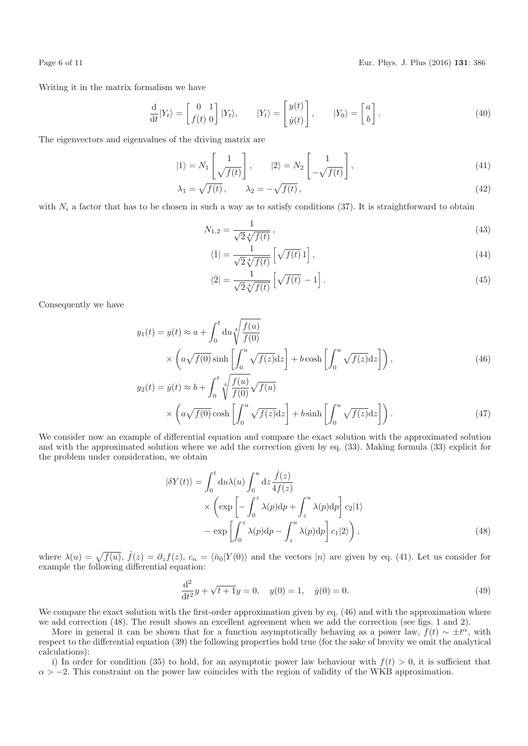Writing it in the matrix formalism we have

$$\frac{\mathrm{d}}{\mathrm{d}t}|Y_t\rangle = \begin{bmatrix} 0 & 1 \\ f(t) & 0 \end{bmatrix} |Y_t\rangle, \qquad |Y_t\rangle = \begin{bmatrix} y(t) \\ \dot{y}(t) \end{bmatrix}, \qquad |Y_0\rangle = \begin{bmatrix} a \\ b \end{bmatrix}. \tag{40}$$

The eigenvectors and eigenvalues of the driving matrix are

$$|1\rangle = N_1 \begin{bmatrix} 1 \\ \sqrt{f(t)} \end{bmatrix}, \qquad |2\rangle = N_2 \begin{bmatrix} 1 \\ -\sqrt{f(t)} \end{bmatrix}, \tag{41}$$

$$\lambda_1 = \sqrt{f(t)}\,, \qquad \lambda_2 = -\sqrt{f(t)}\,, \tag{42}$$

with $N_i$ a factor that has to be chosen in such a way as to satisfy conditions (37). It is straightforward to obtain

$$N_{1,2} = \frac{1}{\sqrt{2}\sqrt[4]{f(t)}}\,, \tag{43}$$

$$\langle\bar{1}| = \frac{1}{\sqrt{2}\sqrt[4]{f(t)}}\left[\sqrt{f(t)}\; 1\right], \tag{44}$$

$$\langle\bar{2}| = \frac{1}{\sqrt{2}\sqrt[4]{f(t)}}\left[\sqrt{f(t)}\; -1\right]. \tag{45}$$

Consequently we have

$$\begin{aligned} y_1(t) = y(t) &\approx a + \int_0^t \mathrm{d}u \sqrt[4]{\frac{f(u)}{f(0)}} \\ &\times \left( a\sqrt{f(0)} \sinh\left[\int_0^u \sqrt{f(z)}\mathrm{d}z\right] + b\cosh\left[\int_0^u \sqrt{f(z)}\mathrm{d}z\right]\right), \end{aligned} \tag{46}$$

$$\begin{aligned} y_2(t) = \dot{y}(t) &\approx b + \int_0^t \sqrt[4]{\frac{f(u)}{f(0)}}\sqrt{f(u)} \\ &\times \left( a\sqrt{f(0)} \cosh\left[\int_0^u \sqrt{f(z)}\mathrm{d}z\right] + b\sinh\left[\int_0^u \sqrt{f(z)}\mathrm{d}z\right]\right). \end{aligned} \tag{47}$$

We consider now an example of differential equation and compare the exact solution with the approximated solution and with the approximated solution where we add the correction given by eq. (33). Making formula (33) explicit for the problem under consideration, we obtain

$$\begin{aligned} |\delta Y(t)\rangle = &\int_0^t \mathrm{d}u \lambda(u) \int_0^u \mathrm{d}z \frac{\dot{f}(z)}{4f(z)} \\ &\times \left( \exp\left[-\int_0^z \lambda(p)\mathrm{d}p + \int_z^u \lambda(p)\mathrm{d}p\right] c_2|1\rangle \right. \\ &\left. - \exp\left[\int_0^z \lambda(p)\mathrm{d}p - \int_z^u \lambda(p)\mathrm{d}p\right] c_1|2\rangle \right), \end{aligned} \tag{48}$$

where $\lambda(u) = \sqrt{f(u)}$, $\dot{f}(z) = \partial_z f(z)$, $c_n = \langle\bar{n}_0|Y(0)\rangle$ and the vectors $|n\rangle$ are given by eq. (41). Let us consider for example the following differential equation:

$$\frac{\mathrm{d}^2}{\mathrm{d}t^2}y + \sqrt{t+1}y = 0, \quad y(0) = 1, \quad \dot{y}(0) = 0. \tag{49}$$

We compare the exact solution with the first-order approximation given by eq. (46) and with the approximation where we add correction (48). The result shows an excellent agreement when we add the correction (see figs. 1 and 2).

More in general it can be shown that for a function asymptotically behaving as a power law, $f(t) \sim \pm t^\alpha$, with respect to the differential equation (39) the following properties hold true (for the sake of brevity we omit the analytical calculations):

i) In order for condition (35) to hold, for an asymptotic power law behaviour with $f(t) > 0$, it is sufficient that $\alpha > -2$. This constraint on the power law coincides with the region of validity of the WKB approximation.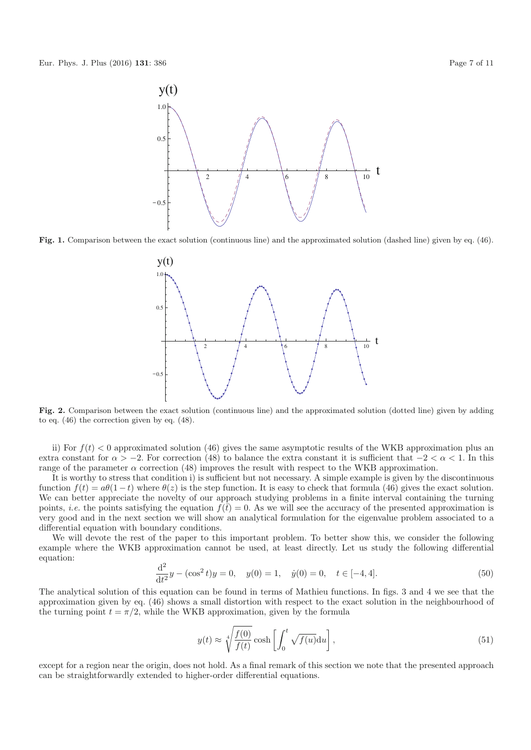**Fig. 1.** Comparison between the exact solution (continuous line) and the approximated solution (dashed line) given by eq. (46).

**Fig. 2.** Comparison between the exact solution (continuous line) and the approximated solution (dotted line) given by adding to eq. (46) the correction given by eq. (48).

ii) For $f(t) < 0$ approximated solution (46) gives the same asymptotic results of the WKB approximation plus an extra constant for $\alpha > -2$. For correction (48) to balance the extra constant it is sufficient that $-2 < \alpha < 1$. In this range of the parameter $\alpha$ correction (48) improves the result with respect to the WKB approximation.

It is worthy to stress that condition i) is sufficient but not necessary. A simple example is given by the discontinuous function $f(t) = a\theta(1-t)$ where $\theta(z)$ is the step function. It is easy to check that formula (46) gives the exact solution. We can better appreciate the novelty of our approach studying problems in a finite interval containing the turning points, *i.e.* the points satisfying the equation $f(\bar{t}) = 0$. As we will see the accuracy of the presented approximation is very good and in the next section we will show an analytical formulation for the eigenvalue problem associated to a differential equation with boundary conditions.

We will devote the rest of the paper to this important problem. To better show this, we consider the following example where the WKB approximation cannot be used, at least directly. Let us study the following differential equation:

$$\frac{\mathrm{d}^2}{\mathrm{d}t^2}y - (\cos^2 t)y = 0, \quad y(0) = 1, \quad \dot{y}(0) = 0, \quad t \in [-4, 4]. \tag{50}$$

The analytical solution of this equation can be found in terms of Mathieu functions. In figs. 3 and 4 we see that the approximation given by eq. (46) shows a small distortion with respect to the exact solution in the neighbourhood of the turning point $t = \pi/2$, while the WKB approximation, given by the formula

$$y(t) \approx \sqrt[4]{\frac{f(0)}{f(t)}} \cosh\left[\int_0^t \sqrt{f(u)}\mathrm{d}u\right], \tag{51}$$

except for a region near the origin, does not hold. As a final remark of this section we note that the presented approach can be straightforwardly extended to higher-order differential equations.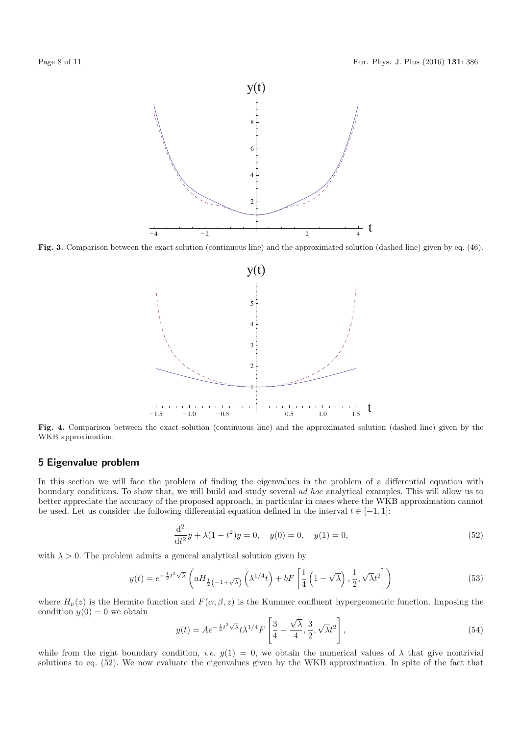**Fig. 3.** Comparison between the exact solution (continuous line) and the approximated solution (dashed line) given by eq. (46).

**Fig. 4.** Comparison between the exact solution (continuous line) and the approximated solution (dashed line) given by the WKB approximation.

## 5 Eigenvalue problem

In this section we will face the problem of finding the eigenvalues in the problem of a differential equation with boundary conditions. To show that, we will build and study several *ad hoc* analytical examples. This will allow us to better appreciate the accuracy of the proposed approach, in particular in cases where the WKB approximation cannot be used. Let us consider the following differential equation defined in the interval $t \in [-1, 1]$:

$$\frac{\mathrm{d}^2}{\mathrm{d}t^2}y + \lambda(1-t^2)y = 0, \quad y(0) = 0, \quad y(1) = 0, \tag{52}$$

with $\lambda > 0$. The problem admits a general analytical solution given by

$$y(t) = e^{-\frac{1}{2}t^2\sqrt{\lambda}}\left(aH_{\frac{1}{2}\left(-1+\sqrt{\lambda}\right)}\left(\lambda^{1/4}t\right) + bF\left[\frac{1}{4}\left(1-\sqrt{\lambda}\right), \frac{1}{2}, \sqrt{\lambda}t^2\right]\right) \tag{53}$$

where $H_\nu(z)$ is the Hermite function and $F(\alpha, \beta, z)$ is the Kummer confluent hypergeometric function. Imposing the condition $y(0) = 0$ we obtain

$$y(t) = Ae^{-\frac{1}{2}t^2\sqrt{\lambda}}t\lambda^{1/4}F\left[\frac{3}{4} - \frac{\sqrt{\lambda}}{4}, \frac{3}{2}, \sqrt{\lambda}t^2\right], \tag{54}$$

while from the right boundary condition, *i.e.* $y(1) = 0$, we obtain the numerical values of $\lambda$ that give nontrivial solutions to eq. (52). We now evaluate the eigenvalues given by the WKB approximation. In spite of the fact that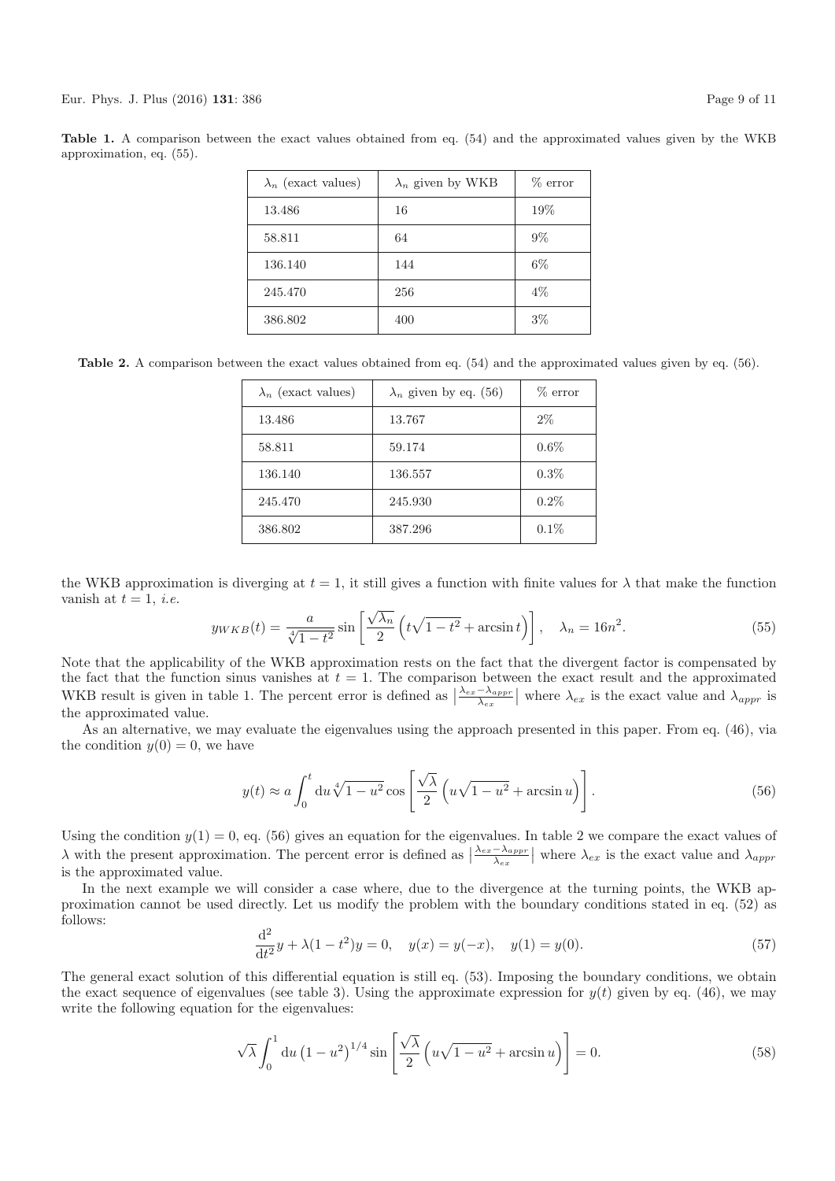**Table 1.** A comparison between the exact values obtained from eq. (54) and the approximated values given by the WKB approximation, eq. (55).

| $\lambda_n$ (exact values) | $\lambda_n$ given by WKB | % error |
|---|---|---|
| 13.486 | 16 | 19% |
| 58.811 | 64 | 9% |
| 136.140 | 144 | 6% |
| 245.470 | 256 | 4% |
| 386.802 | 400 | 3% |

**Table 2.** A comparison between the exact values obtained from eq. (54) and the approximated values given by eq. (56).

| $\lambda_n$ (exact values) | $\lambda_n$ given by eq. (56) | % error |
|---|---|---|
| 13.486 | 13.767 | 2% |
| 58.811 | 59.174 | 0.6% |
| 136.140 | 136.557 | 0.3% |
| 245.470 | 245.930 | 0.2% |
| 386.802 | 387.296 | 0.1% |

the WKB approximation is diverging at $t = 1$, it still gives a function with finite values for $\lambda$ that make the function vanish at $t = 1$, *i.e.*

$$y_{WKB}(t) = \frac{a}{\sqrt[4]{1-t^2}} \sin\left[\frac{\sqrt{\lambda_n}}{2}\left(t\sqrt{1-t^2} + \arcsin t\right)\right], \quad \lambda_n = 16n^2. \tag{55}$$

Note that the applicability of the WKB approximation rests on the fact that the divergent factor is compensated by the fact that the function sinus vanishes at $t = 1$. The comparison between the exact result and the approximated WKB result is given in table 1. The percent error is defined as $\left|\frac{\lambda_{ex}-\lambda_{appr}}{\lambda_{ex}}\right|$ where $\lambda_{ex}$ is the exact value and $\lambda_{appr}$ is the approximated value.

As an alternative, we may evaluate the eigenvalues using the approach presented in this paper. From eq. (46), via the condition $y(0) = 0$, we have

$$y(t) \approx a \int_0^t \mathrm{d}u \sqrt[4]{1-u^2} \cos\left[\frac{\sqrt{\lambda}}{2}\left(u\sqrt{1-u^2} + \arcsin u\right)\right]. \tag{56}$$

Using the condition $y(1) = 0$, eq. (56) gives an equation for the eigenvalues. In table 2 we compare the exact values of $\lambda$ with the present approximation. The percent error is defined as $\left|\frac{\lambda_{ex}-\lambda_{appr}}{\lambda_{ex}}\right|$ where $\lambda_{ex}$ is the exact value and $\lambda_{appr}$ is the approximated value.

In the next example we will consider a case where, due to the divergence at the turning points, the WKB approximation cannot be used directly. Let us modify the problem with the boundary conditions stated in eq. (52) as follows:

$$\frac{\mathrm{d}^2}{\mathrm{d}t^2}y + \lambda(1-t^2)y = 0, \quad y(x) = y(-x), \quad y(1) = y(0). \tag{57}$$

The general exact solution of this differential equation is still eq. (53). Imposing the boundary conditions, we obtain the exact sequence of eigenvalues (see table 3). Using the approximate expression for $y(t)$ given by eq. (46), we may write the following equation for the eigenvalues:

$$\sqrt{\lambda} \int_0^1 \mathrm{d}u \left(1-u^2\right)^{1/4} \sin\left[\frac{\sqrt{\lambda}}{2}\left(u\sqrt{1-u^2} + \arcsin u\right)\right] = 0. \tag{58}$$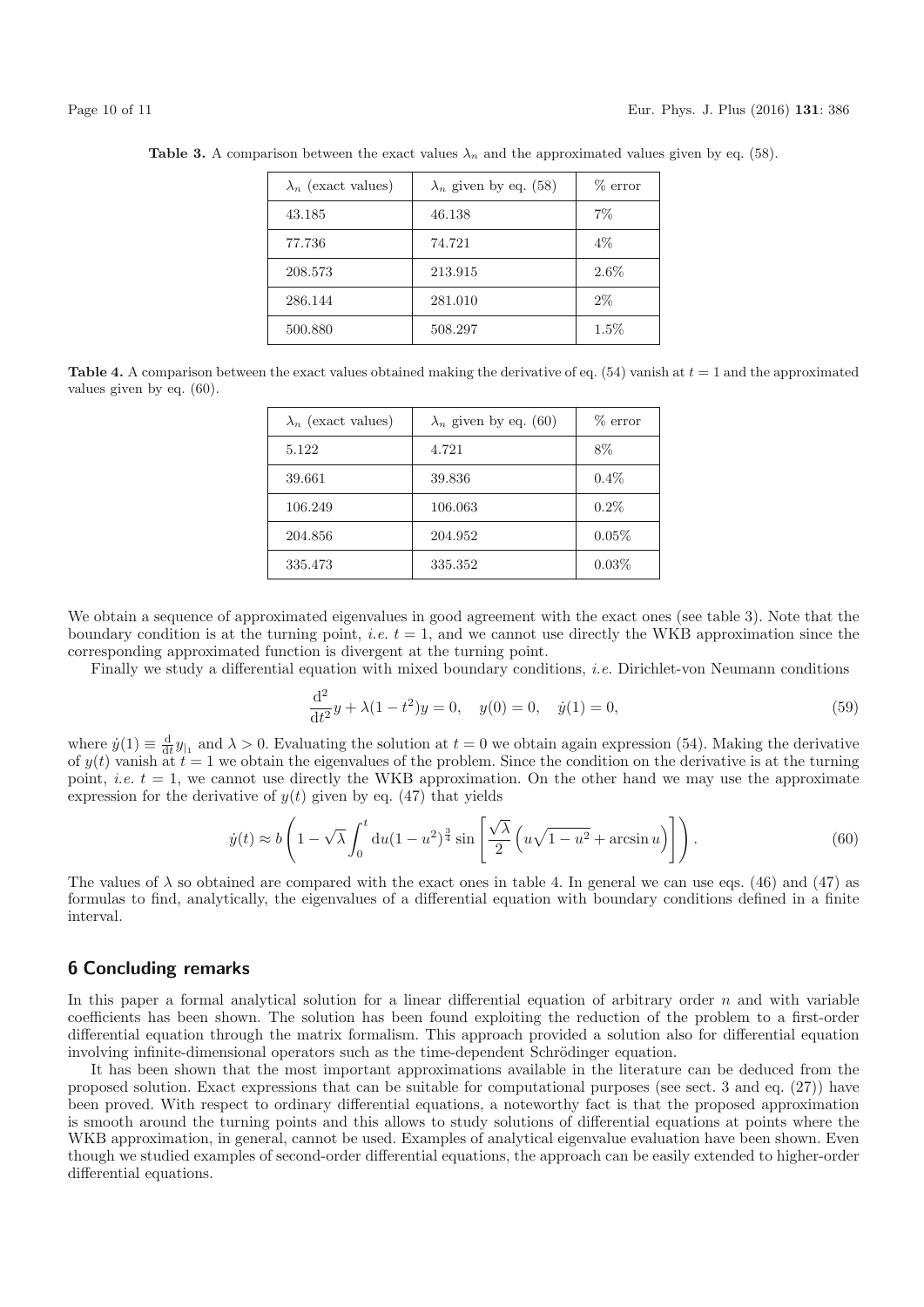**Table 3.** A comparison between the exact values $\lambda_n$ and the approximated values given by eq. (58).

| $\lambda_n$ (exact values) | $\lambda_n$ given by eq. (58) | % error |
|---|---|---|
| 43.185 | 46.138 | 7% |
| 77.736 | 74.721 | 4% |
| 208.573 | 213.915 | 2.6% |
| 286.144 | 281.010 | 2% |
| 500.880 | 508.297 | 1.5% |

**Table 4.** A comparison between the exact values obtained making the derivative of eq. (54) vanish at $t = 1$ and the approximated values given by eq. (60).

| $\lambda_n$ (exact values) | $\lambda_n$ given by eq. (60) | % error |
|---|---|---|
| 5.122 | 4.721 | 8% |
| 39.661 | 39.836 | 0.4% |
| 106.249 | 106.063 | 0.2% |
| 204.856 | 204.952 | 0.05% |
| 335.473 | 335.352 | 0.03% |

We obtain a sequence of approximated eigenvalues in good agreement with the exact ones (see table 3). Note that the boundary condition is at the turning point, *i.e.* $t = 1$, and we cannot use directly the WKB approximation since the corresponding approximated function is divergent at the turning point.

Finally we study a differential equation with mixed boundary conditions, *i.e.* Dirichlet-von Neumann conditions

$$\frac{\mathrm{d}^2}{\mathrm{d}t^2} y + \lambda(1 - t^2) y = 0, \quad y(0) = 0, \quad \dot{y}(1) = 0, \tag{59}$$

where $\dot{y}(1) \equiv \frac{\mathrm{d}}{\mathrm{d}t} y_{|_1}$ and $\lambda > 0$. Evaluating the solution at $t = 0$ we obtain again expression (54). Making the derivative of $y(t)$ vanish at $t = 1$ we obtain the eigenvalues of the problem. Since the condition on the derivative is at the turning point, *i.e.* $t = 1$, we cannot use directly the WKB approximation. On the other hand we may use the approximate expression for the derivative of $y(t)$ given by eq. (47) that yields

$$\dot{y}(t) \approx b \left( 1 - \sqrt{\lambda} \int_0^t \mathrm{d}u (1 - u^2)^{\frac{3}{4}} \sin \left[ \frac{\sqrt{\lambda}}{2} \left( u\sqrt{1 - u^2} + \arcsin u \right) \right] \right). \tag{60}$$

The values of $\lambda$ so obtained are compared with the exact ones in table 4. In general we can use eqs. (46) and (47) as formulas to find, analytically, the eigenvalues of a differential equation with boundary conditions defined in a finite interval.

## 6 Concluding remarks

In this paper a formal analytical solution for a linear differential equation of arbitrary order $n$ and with variable coefficients has been shown. The solution has been found exploiting the reduction of the problem to a first-order differential equation through the matrix formalism. This approach provided a solution also for differential equation involving infinite-dimensional operators such as the time-dependent Schrödinger equation.

It has been shown that the most important approximations available in the literature can be deduced from the proposed solution. Exact expressions that can be suitable for computational purposes (see sect. 3 and eq. (27)) have been proved. With respect to ordinary differential equations, a noteworthy fact is that the proposed approximation is smooth around the turning points and this allows to study solutions of differential equations at points where the WKB approximation, in general, cannot be used. Examples of analytical eigenvalue evaluation have been shown. Even though we studied examples of second-order differential equations, the approach can be easily extended to higher-order differential equations.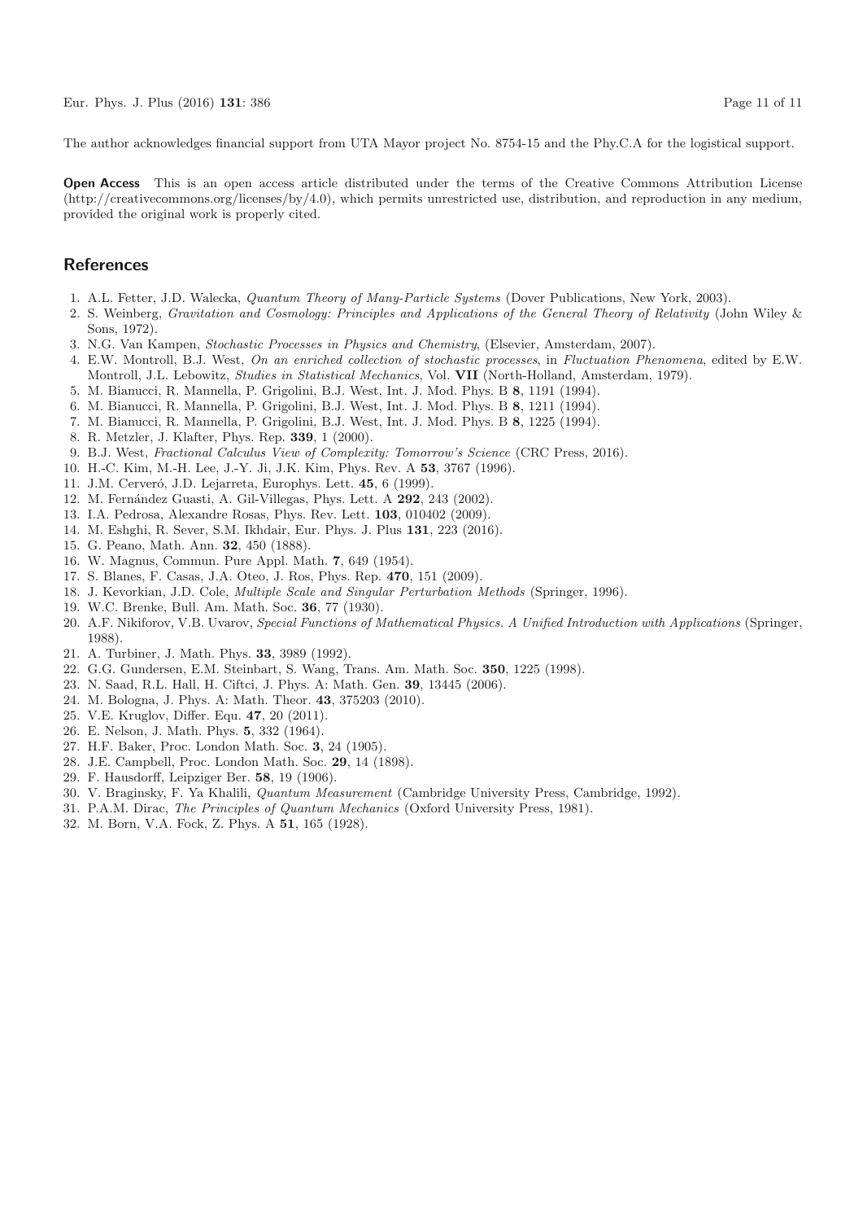The author acknowledges financial support from UTA Mayor project No. 8754-15 and the Phy.C.A for the logistical support.

**Open Access** This is an open access article distributed under the terms of the Creative Commons Attribution License (http://creativecommons.org/licenses/by/4.0), which permits unrestricted use, distribution, and reproduction in any medium, provided the original work is properly cited.

## References

1. A.L. Fetter, J.D. Walecka, *Quantum Theory of Many-Particle Systems* (Dover Publications, New York, 2003).
2. S. Weinberg, *Gravitation and Cosmology: Principles and Applications of the General Theory of Relativity* (John Wiley & Sons, 1972).
3. N.G. Van Kampen, *Stochastic Processes in Physics and Chemistry*, (Elsevier, Amsterdam, 2007).
4. E.W. Montroll, B.J. West, *On an enriched collection of stochastic processes*, in *Fluctuation Phenomena*, edited by E.W. Montroll, J.L. Lebowitz, *Studies in Statistical Mechanics*, Vol. **VII** (North-Holland, Amsterdam, 1979).
5. M. Bianucci, R. Mannella, P. Grigolini, B.J. West, Int. J. Mod. Phys. B **8**, 1191 (1994).
6. M. Bianucci, R. Mannella, P. Grigolini, B.J. West, Int. J. Mod. Phys. B **8**, 1211 (1994).
7. M. Bianucci, R. Mannella, P. Grigolini, B.J. West, Int. J. Mod. Phys. B **8**, 1225 (1994).
8. R. Metzler, J. Klafter, Phys. Rep. **339**, 1 (2000).
9. B.J. West, *Fractional Calculus View of Complexity: Tomorrow's Science* (CRC Press, 2016).
10. H.-C. Kim, M.-H. Lee, J.-Y. Ji, J.K. Kim, Phys. Rev. A **53**, 3767 (1996).
11. J.M. Cerveró, J.D. Lejarreta, Europhys. Lett. **45**, 6 (1999).
12. M. Fernández Guasti, A. Gil-Villegas, Phys. Lett. A **292**, 243 (2002).
13. I.A. Pedrosa, Alexandre Rosas, Phys. Rev. Lett. **103**, 010402 (2009).
14. M. Eshghi, R. Sever, S.M. Ikhdair, Eur. Phys. J. Plus **131**, 223 (2016).
15. G. Peano, Math. Ann. **32**, 450 (1888).
16. W. Magnus, Commun. Pure Appl. Math. **7**, 649 (1954).
17. S. Blanes, F. Casas, J.A. Oteo, J. Ros, Phys. Rep. **470**, 151 (2009).
18. J. Kevorkian, J.D. Cole, *Multiple Scale and Singular Perturbation Methods* (Springer, 1996).
19. W.C. Brenke, Bull. Am. Math. Soc. **36**, 77 (1930).
20. A.F. Nikiforov, V.B. Uvarov, *Special Functions of Mathematical Physics. A Unified Introduction with Applications* (Springer, 1988).
21. A. Turbiner, J. Math. Phys. **33**, 3989 (1992).
22. G.G. Gundersen, E.M. Steinbart, S. Wang, Trans. Am. Math. Soc. **350**, 1225 (1998).
23. N. Saad, R.L. Hall, H. Ciftci, J. Phys. A: Math. Gen. **39**, 13445 (2006).
24. M. Bologna, J. Phys. A: Math. Theor. **43**, 375203 (2010).
25. V.E. Kruglov, Differ. Equ. **47**, 20 (2011).
26. E. Nelson, J. Math. Phys. **5**, 332 (1964).
27. H.F. Baker, Proc. London Math. Soc. **3**, 24 (1905).
28. J.E. Campbell, Proc. London Math. Soc. **29**, 14 (1898).
29. F. Hausdorff, Leipziger Ber. **58**, 19 (1906).
30. V. Braginsky, F. Ya Khalili, *Quantum Measurement* (Cambridge University Press, Cambridge, 1992).
31. P.A.M. Dirac, *The Principles of Quantum Mechanics* (Oxford University Press, 1981).
32. M. Born, V.A. Fock, Z. Phys. A **51**, 165 (1928).